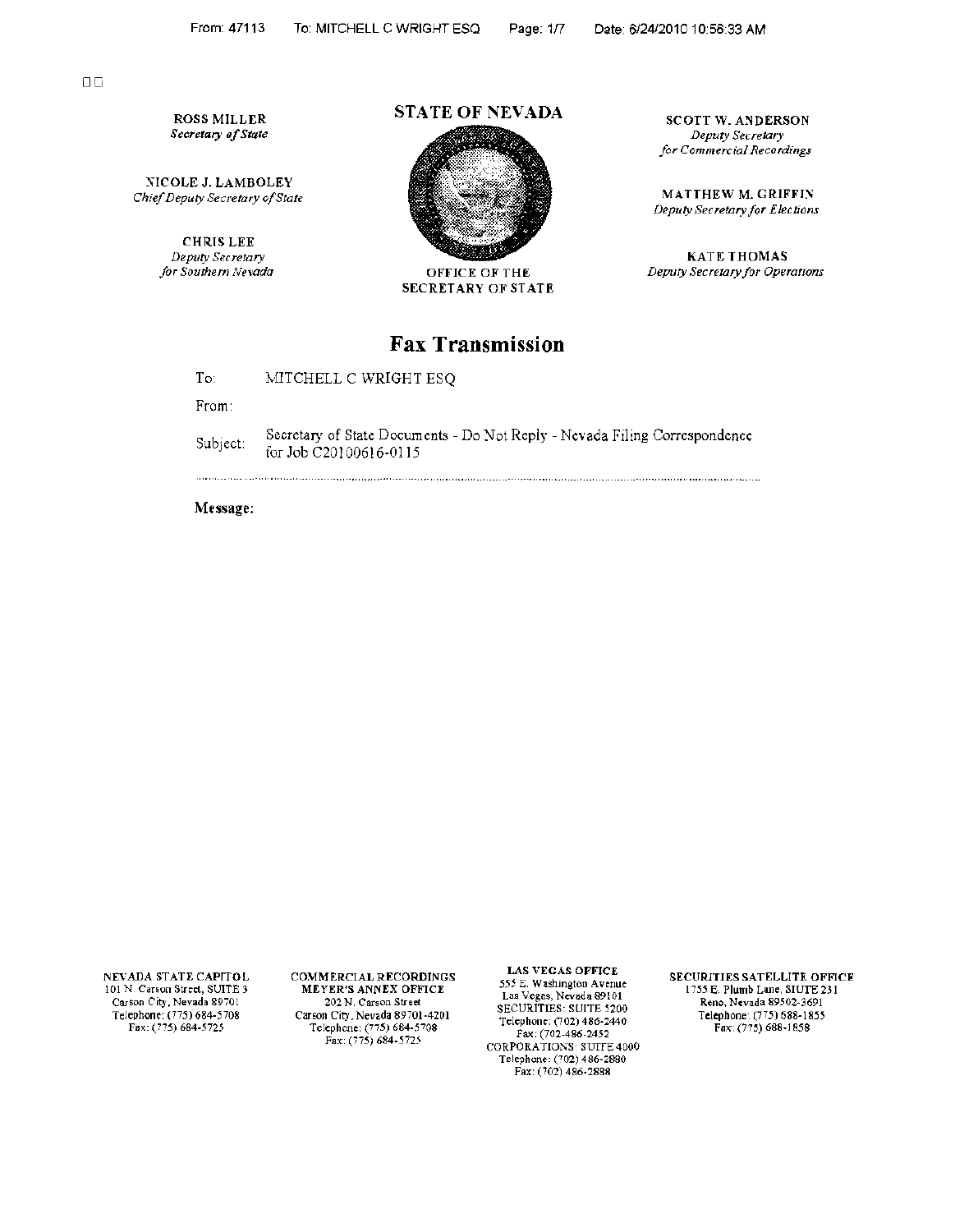**ROSS MILLER**
*Secretary of State*

**NICOLE J. LAMBOLEY**
*Chief Deputy Secretary of State*

**CHRIS LEE**
*Deputy Secretary for Southern Nevada*

**STATE OF NEVADA**

OFFICE OF THE SECRETARY OF STATE

**SCOTT W. ANDERSON**
*Deputy Secretary for Commercial Recordings*

**MATTHEW M. GRIFFIN**
*Deputy Secretary for Elections*

**KATE THOMAS**
*Deputy Secretary for Operations*

# Fax Transmission

To: MITCHELL C WRIGHT ESQ

From:

Subject: Secretary of State Documents - Do Not Reply - Nevada Filing Correspondence for Job C20100616-0115

**Message:**

**NEVADA STATE CAPITOL**
101 N. Carson Street, SUITE 3
Carson City, Nevada 89701
Telephone: (775) 684-5708
Fax: (775) 684-5725

**COMMERCIAL RECORDINGS MEYER'S ANNEX OFFICE**
202 N. Carson Street
Carson City, Nevada 89701-4201
Telephone: (775) 684-5708
Fax: (775) 684-5725

**LAS VEGAS OFFICE**
555 E. Washington Avenue
Las Vegas, Nevada 89101
SECURITIES: SUITE 5200
Telephone: (702) 486-2440
Fax: (702-486-2452
CORPORATIONS: SUITE 4000
Telephone: (702) 486-2880
Fax: (702) 486-2888

**SECURITIES SATELLITE OFFICE**
1755 E. Plumb Lane, SIUTE 231
Reno, Nevada 89502-3691
Telephone: (775) 688-1855
Fax: (775) 688-1858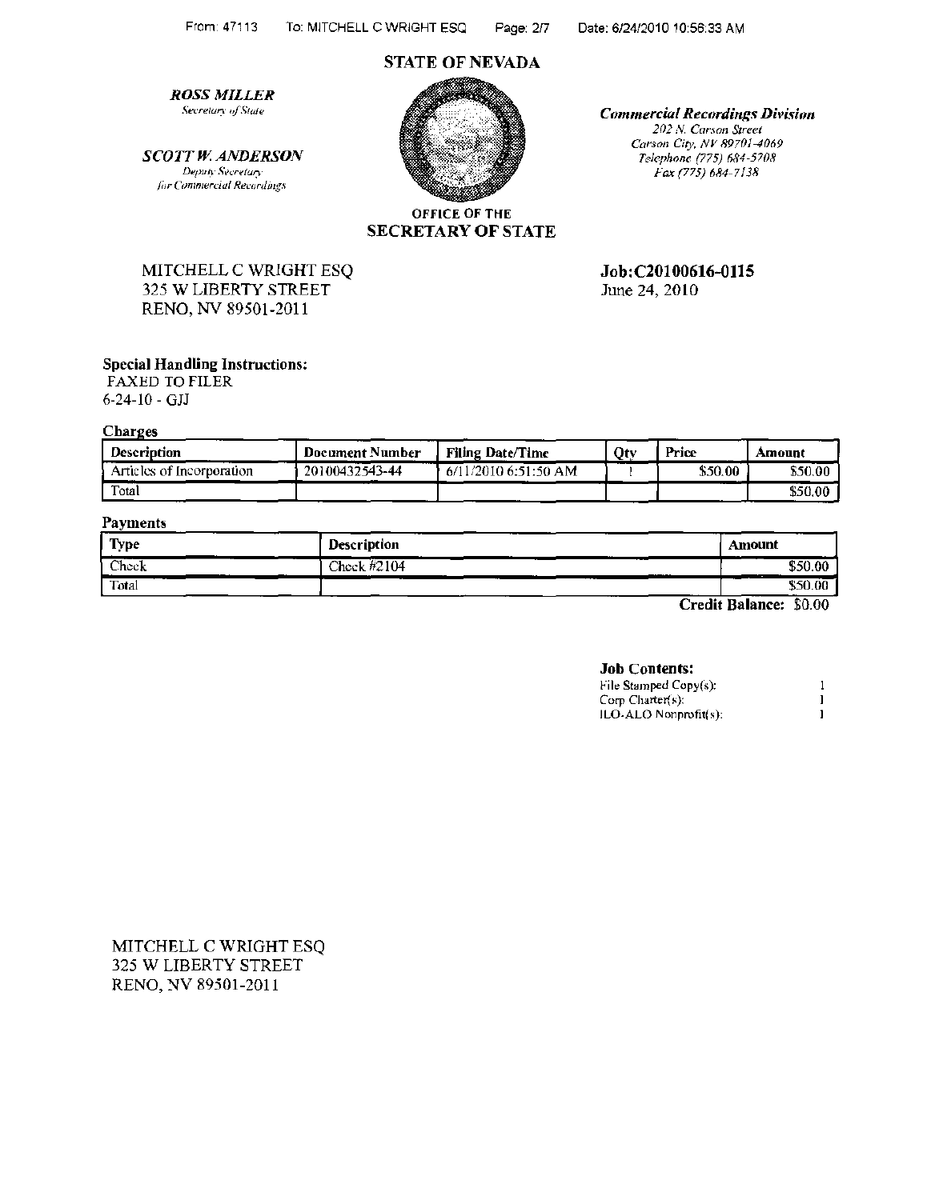## STATE OF NEVADA

***ROSS MILLER***
*Secretary of State*

***SCOTT W. ANDERSON***
*Deputy Secretary for Commercial Recordings*

OFFICE OF THE
**SECRETARY OF STATE**

***Commercial Recordings Division***
*202 N. Carson Street*
*Carson City, NV 89701-4069*
*Telephone (775) 684-5708*
*Fax (775) 684-7138*

MITCHELL C WRIGHT ESQ
325 W LIBERTY STREET
RENO, NV 89501-2011

**Job:C20100616-0115**
June 24, 2010

**Special Handling Instructions:**
FAXED TO FILER
6-24-10 - GJJ

**Charges**

| Description | Document Number | Filing Date/Time | Qty | Price | Amount |
|---|---|---|---|---|---|
| Articles of Incorporation | 20100432543-44 | 6/11/2010 6:51:50 AM | 1 | $50.00 | $50.00 |
| Total | | | | | $50.00 |

**Payments**

| Type | Description | Amount |
|---|---|---|
| Check | Check #2104 | $50.00 |
| Total | | $50.00 |

**Credit Balance:** $0.00

**Job Contents:**

| | |
|---|---|
| File Stamped Copy(s): | 1 |
| Corp Charter(s): | 1 |
| ILO-ALO Nonprofit(s): | 1 |

MITCHELL C WRIGHT ESQ
325 W LIBERTY STREET
RENO, NV 89501-2011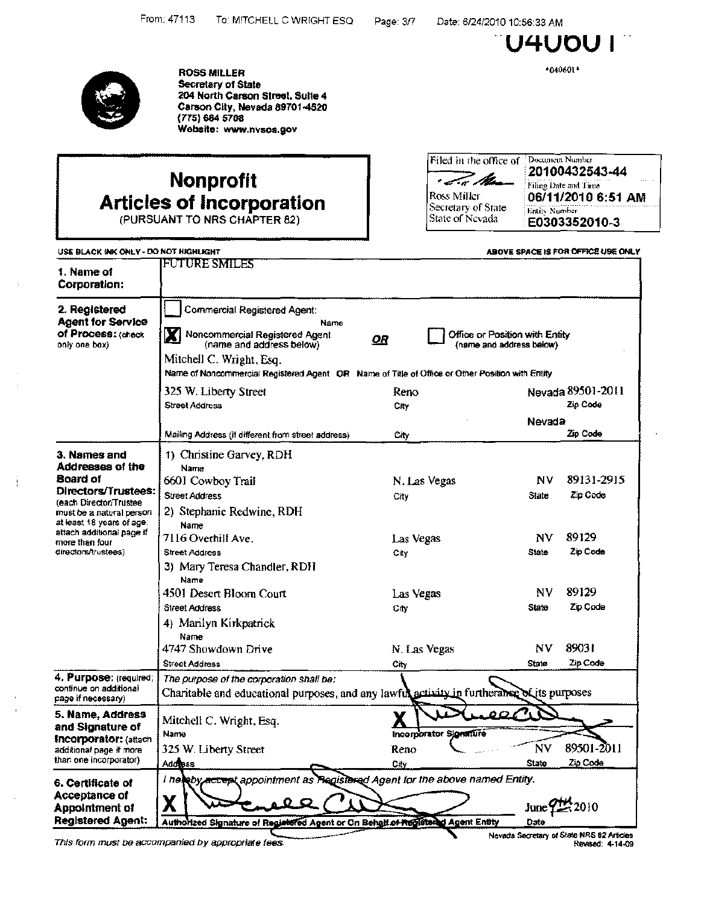040601

*040601*

**ROSS MILLER**
**Secretary of State**
**204 North Carson Street, Suite 4**
**Carson City, Nevada 89701-4520**
**(775) 684 5708**
**Website: www.nvsos.gov**

# Nonprofit Articles of Incorporation

(PURSUANT TO NRS CHAPTER 82)

| Filed in the office of | Document Number |
|---|---|
| Ross Miller<br>Secretary of State<br>State of Nevada | 20100432543-44 |
| | Filing Date and Time<br>06/11/2010 6:51 AM |
| | Entity Number<br>E0303352010-3 |

USE BLACK INK ONLY - DO NOT HIGHLIGHT

ABOVE SPACE IS FOR OFFICE USE ONLY

**1. Name of Corporation:** FUTURE SMILES

**2. Registered Agent for Service of Process:** (check only one box)

☐ Commercial Registered Agent: Name

☒ Noncommercial Registered Agent (name and address below) **OR** ☐ Office or Position with Entity (name and address below)

Mitchell C. Wright, Esq.
Name of Noncommercial Registered Agent OR Name of Title of Office or Other Position with Entity

| Street Address | City | | Zip Code |
|---|---|---|---|
| 325 W. Liberty Street | Reno | Nevada | 89501-2011 |

Mailing Address (if different from street address) | City | Nevada | Zip Code

**3. Names and Addresses of the Board of Directors/Trustees:** (each Director/Trustee must be a natural person at least 18 years of age; attach additional page if more than four directors/trustees)

| Name / Street Address | City | State | Zip Code |
|---|---|---|---|
| 1) Christine Garvey, RDH<br>6601 Cowboy Trail | N. Las Vegas | NV | 89131-2915 |
| 2) Stephanie Redwine, RDH<br>7116 Overhill Ave. | Las Vegas | NV | 89129 |
| 3) Mary Teresa Chandler, RDH<br>4501 Desert Bloom Court | Las Vegas | NV | 89129 |
| 4) Marilyn Kirkpatrick<br>4747 Showdown Drive | N. Las Vegas | NV | 89031 |

**4. Purpose:** (required; continue on additional page if necessary)

*The purpose of the corporation shall be:*
Charitable and educational purposes, and any lawful activity in furtherance of its purposes

**5. Name, Address and Signature of Incorporator:** (attach additional page if more than one incorporator)

| Name | Incorporator Signature | | |
|---|---|---|---|
| Mitchell C. Wright, Esq. | X [signature] | | |
| **Address** | **City** | **State** | **Zip Code** |
| 325 W. Liberty Street | Reno | NV | 89501-2011 |

**6. Certificate of Acceptance of Appointment of Registered Agent:**

*I hereby accept appointment as Registered Agent for the above named Entity.*

X [signature] June 9th 2010

Authorized Signature of Registered Agent or On Behalf of Registered Agent Entity | Date

*This form must be accompanied by appropriate fees.*

Nevada Secretary of State NRS 82 Articles
Revised: 4-14-09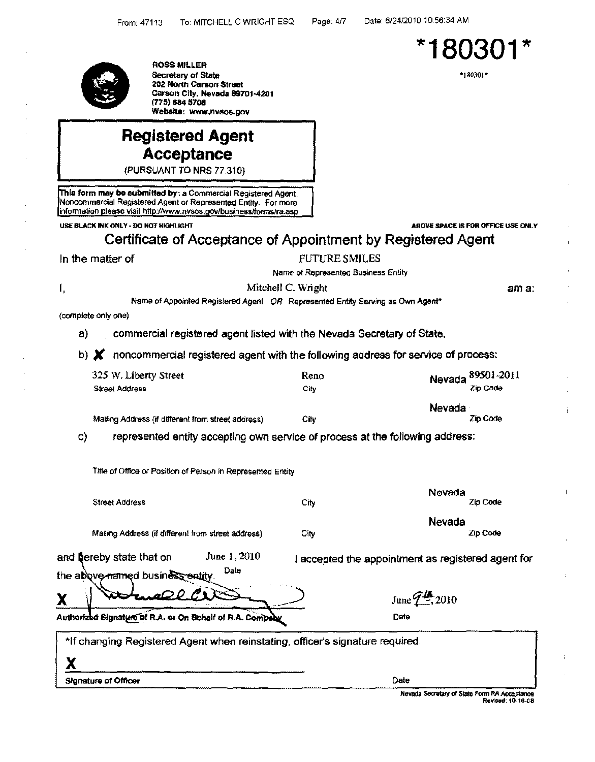*180301*

*180301*

**ROSS MILLER**
Secretary of State
202 North Carson Street
Carson City, Nevada 89701-4201
(775) 684 5708
Website: www.nvsos.gov

# Registered Agent Acceptance

(PURSUANT TO NRS 77.310)

**This form may be submitted by:** a Commercial Registered Agent, Noncommercial Registered Agent or Represented Entity. For more information please visit http://www.nvsos.gov/business/forms/ra.asp

USE BLACK INK ONLY - DO NOT HIGHLIGHT

ABOVE SPACE IS FOR OFFICE USE ONLY

## Certificate of Acceptance of Appointment by Registered Agent

In the matter of FUTURE SMILES
Name of Represented Business Entity

I, Mitchell C. Wright am a:
Name of Appointed Registered Agent OR Represented Entity Serving as Own Agent*

(complete only one)

a) commercial registered agent listed with the Nevada Secretary of State.

b) X noncommercial registered agent with the following address for service of process:

| Street Address | City | | Zip Code |
|---|---|---|---|
| 325 W. Liberty Street | Reno | Nevada | 89501-2011 |
| Mailing Address (if different from street address) | City | Nevada | Zip Code |

c) represented entity accepting own service of process at the following address:

Title of Office or Position of Person in Represented Entity

| Street Address | City | Nevada | Zip Code |
|---|---|---|---|
| Mailing Address (if different from street address) | City | Nevada | Zip Code |

and hereby state that on June 1, 2010 (Date) I accepted the appointment as registered agent for the above-named business entity.

X [signature] — June 9th, 2010
Authorized Signature of R.A. or On Behalf of R.A. Company — Date

*If changing Registered Agent when reinstating, officer's signature required.

X
Signature of Officer — Date

Nevada Secretary of State Form RA Acceptance
Revised: 10-16-08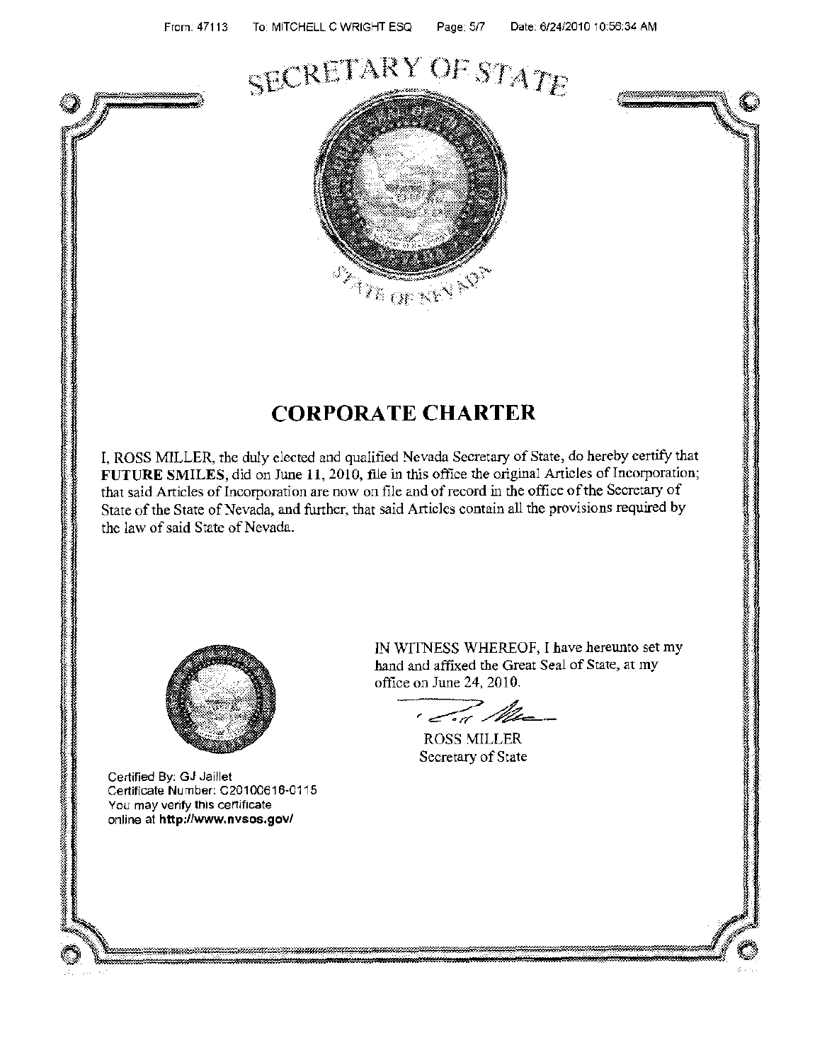SECRETARY OF STATE

STATE OF NEVADA

# CORPORATE CHARTER

I, ROSS MILLER, the duly elected and qualified Nevada Secretary of State, do hereby certify that **FUTURE SMILES**, did on June 11, 2010, file in this office the original Articles of Incorporation; that said Articles of Incorporation are now on file and of record in the office of the Secretary of State of the State of Nevada, and further, that said Articles contain all the provisions required by the law of said State of Nevada.

IN WITNESS WHEREOF, I have hereunto set my hand and affixed the Great Seal of State, at my office on June 24, 2010.

ROSS MILLER
Secretary of State

Certified By: GJ Jaillet
Certificate Number: C20100616-0115
You may verify this certificate online at **http://www.nvsos.gov/**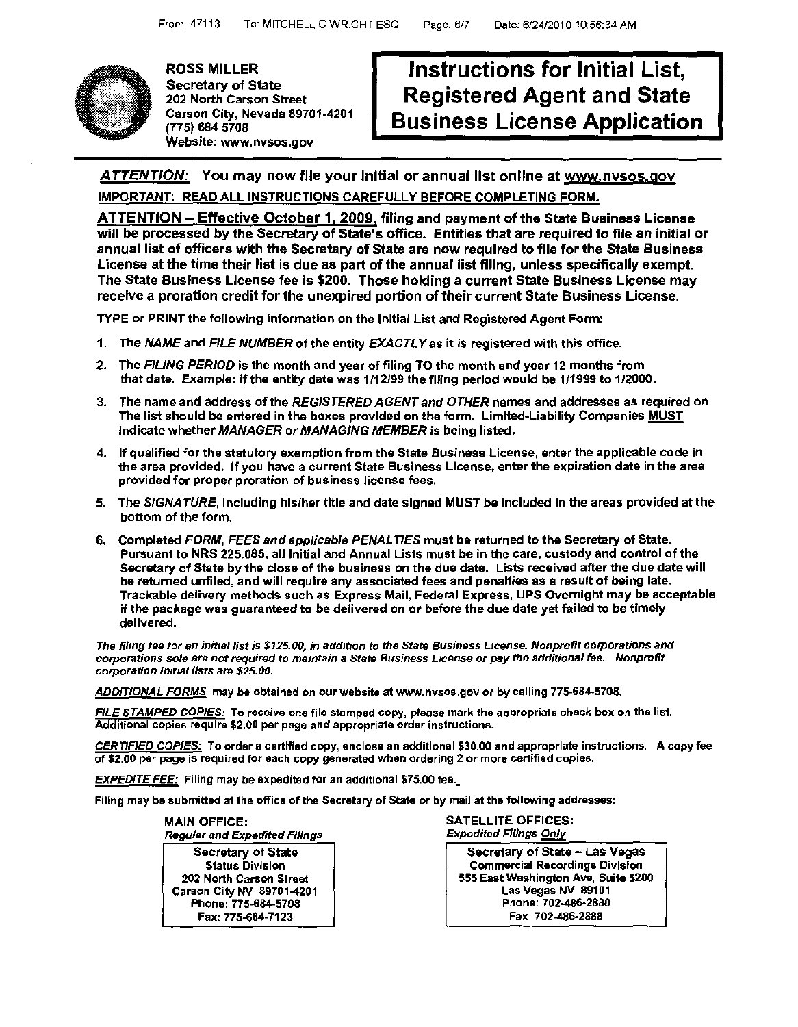**ROSS MILLER**
**Secretary of State**
**202 North Carson Street**
**Carson City, Nevada 89701-4201**
**(775) 684 5708**
**Website: www.nvsos.gov**

# Instructions for Initial List, Registered Agent and State Business License Application

***ATTENTION:*** **You may now file your initial or annual list online at www.nvsos.gov**

**IMPORTANT: READ ALL INSTRUCTIONS CAREFULLY BEFORE COMPLETING FORM.**

**ATTENTION – Effective October 1, 2009, filing and payment of the State Business License will be processed by the Secretary of State's office. Entities that are required to file an initial or annual list of officers with the Secretary of State are now required to file for the State Business License at the time their list is due as part of the annual list filing, unless specifically exempt. The State Business License fee is $200. Those holding a current State Business License may receive a proration credit for the unexpired portion of their current State Business License.**

TYPE or PRINT the following information on the Initial List and Registered Agent Form:

1. The *NAME* and *FILE NUMBER* of the entity *EXACTLY* as it is registered with this office.
2. The *FILING PERIOD* is the month and year of filing TO the month and year 12 months from that date. Example: if the entity date was 1/12/99 the filing period would be 1/1999 to 1/2000.
3. The name and address of the *REGISTERED AGENT and OTHER* names and addresses as required on The list should be entered in the boxes provided on the form. Limited-Liability Companies MUST indicate whether *MANAGER or MANAGING MEMBER* is being listed.
4. If qualified for the statutory exemption from the State Business License, enter the applicable code in the area provided. If you have a current State Business License, enter the expiration date in the area provided for proper proration of business license fees.
5. The *SIGNATURE*, including his/her title and date signed MUST be included in the areas provided at the bottom of the form.
6. Completed *FORM, FEES and applicable PENALTIES* must be returned to the Secretary of State. Pursuant to NRS 225.085, all Initial and Annual Lists must be in the care, custody and control of the Secretary of State by the close of the business on the due date. Lists received after the due date will be returned unfiled, and will require any associated fees and penalties as a result of being late. Trackable delivery methods such as Express Mail, Federal Express, UPS Overnight may be acceptable if the package was guaranteed to be delivered on or before the due date yet failed to be timely delivered.

*The filing fee for an initial list is $125.00, in addition to the State Business License. Nonprofit corporations and corporations sole are not required to maintain a State Business License or pay the additional fee. Nonprofit corporation initial lists are $25.00.*

*ADDITIONAL FORMS* may be obtained on our website at www.nvsos.gov or by calling 775-684-5708.

*FILE STAMPED COPIES:* To receive one file stamped copy, please mark the appropriate check box on the list. Additional copies require $2.00 per page and appropriate order instructions.

*CERTIFIED COPIES:* To order a certified copy, enclose an additional $30.00 and appropriate instructions. A copy fee of $2.00 per page is required for each copy generated when ordering 2 or more certified copies.

*EXPEDITE FEE:* Filing may be expedited for an additional $75.00 fee.

Filing may be submitted at the office of the Secretary of State or by mail at the following addresses:

**MAIN OFFICE:**
*Regular and Expedited Filings*

Secretary of State
Status Division
202 North Carson Street
Carson City NV 89701-4201
Phone: 775-684-5708
Fax: 775-684-7123

**SATELLITE OFFICES:**
*Expedited Filings Only*

Secretary of State – Las Vegas
Commercial Recordings Division
555 East Washington Ave, Suite 5200
Las Vegas NV 89101
Phone: 702-486-2880
Fax: 702-486-2888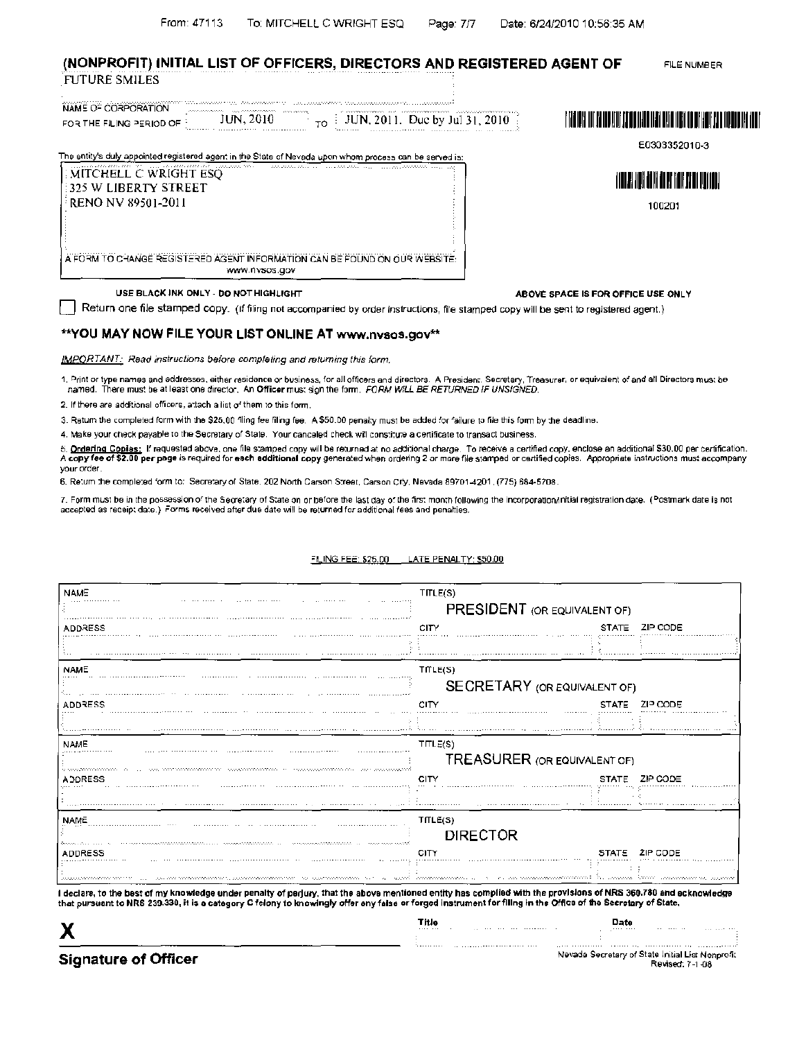# (NONPROFIT) INITIAL LIST OF OFFICERS, DIRECTORS AND REGISTERED AGENT OF

FILE NUMBER

FUTURE SMILES

NAME OF CORPORATION

FOR THE FILING PERIOD OF JUN, 2010 TO JUN, 2011. Due by Jul 31, 2010

E0303352010-3

100201

The entity's duly appointed registered agent in the State of Nevada upon whom process can be served is:

MITCHELL C WRIGHT ESQ
325 W LIBERTY STREET
RENO NV 89501-2011

A FORM TO CHANGE REGISTERED AGENT INFORMATION CAN BE FOUND ON OUR WEBSITE: www.nvsos.gov

USE BLACK INK ONLY - DO NOT HIGHLIGHT

ABOVE SPACE IS FOR OFFICE USE ONLY

☐ Return one file stamped copy. (If filing not accompanied by order instructions, file stamped copy will be sent to registered agent.)

## **YOU MAY NOW FILE YOUR LIST ONLINE AT www.nvsos.gov**

*IMPORTANT: Read instructions before completing and returning this form.*

1. Print or type names and addresses, either residence or business, for all officers and directors. A President, Secretary, Treasurer, or equivalent of and all Directors must be named. There must be at least one director. An Officer must sign the form. *FORM WILL BE RETURNED IF UNSIGNED.*
2. If there are additional officers, attach a list of them to this form.
3. Return the completed form with the $25.00 filing fee filing fee. A $50.00 penalty must be added for failure to file this form by the deadline.
4. Make your check payable to the Secretary of State. Your canceled check will constitute a certificate to transact business.
5. **Ordering Copies:** If requested above, one file stamped copy will be returned at no additional charge. To receive a certified copy, enclose an additional $30.00 per certification. **A copy fee of $2.00 per page is required for each additional copy** generated when ordering 2 or more file stamped or certified copies. Appropriate instructions must accompany your order.
6. Return the completed form to: Secretary of State, 202 North Carson Street, Carson City, Nevada 89701-4201, (775) 684-5708.
7. Form must be in the possession of the Secretary of State on or before the last day of the first month following the incorporation/initial registration date. (Postmark date is not accepted as receipt date.) Forms received after due date will be returned for additional fees and penalties.

FILING FEE: $25.00 LATE PENALTY: $50.00

| NAME | TITLE(S) | | |
|---|---|---|---|
| | PRESIDENT (OR EQUIVALENT OF) | | |
| ADDRESS | CITY | STATE | ZIP CODE |
| | | | |
| NAME | TITLE(S) | | |
| | SECRETARY (OR EQUIVALENT OF) | | |
| ADDRESS | CITY | STATE | ZIP CODE |
| | | | |
| NAME | TITLE(S) | | |
| | TREASURER (OR EQUIVALENT OF) | | |
| ADDRESS | CITY | STATE | ZIP CODE |
| | | | |
| NAME | TITLE(S) | | |
| | DIRECTOR | | |
| ADDRESS | CITY | STATE | ZIP CODE |
| | | | |

**I declare, to the best of my knowledge under penalty of perjury, that the above mentioned entity has complied with the provisions of NRS 360.780 and acknowledge that pursuant to NRS 239.330, it is a category C felony to knowingly offer any false or forged instrument for filing in the Office of the Secretary of State.**

**X** ______________________________ Title ______________ Date ______________

**Signature of Officer**

Nevada Secretary of State Initial List Nonprofit
Revised: 7-1-08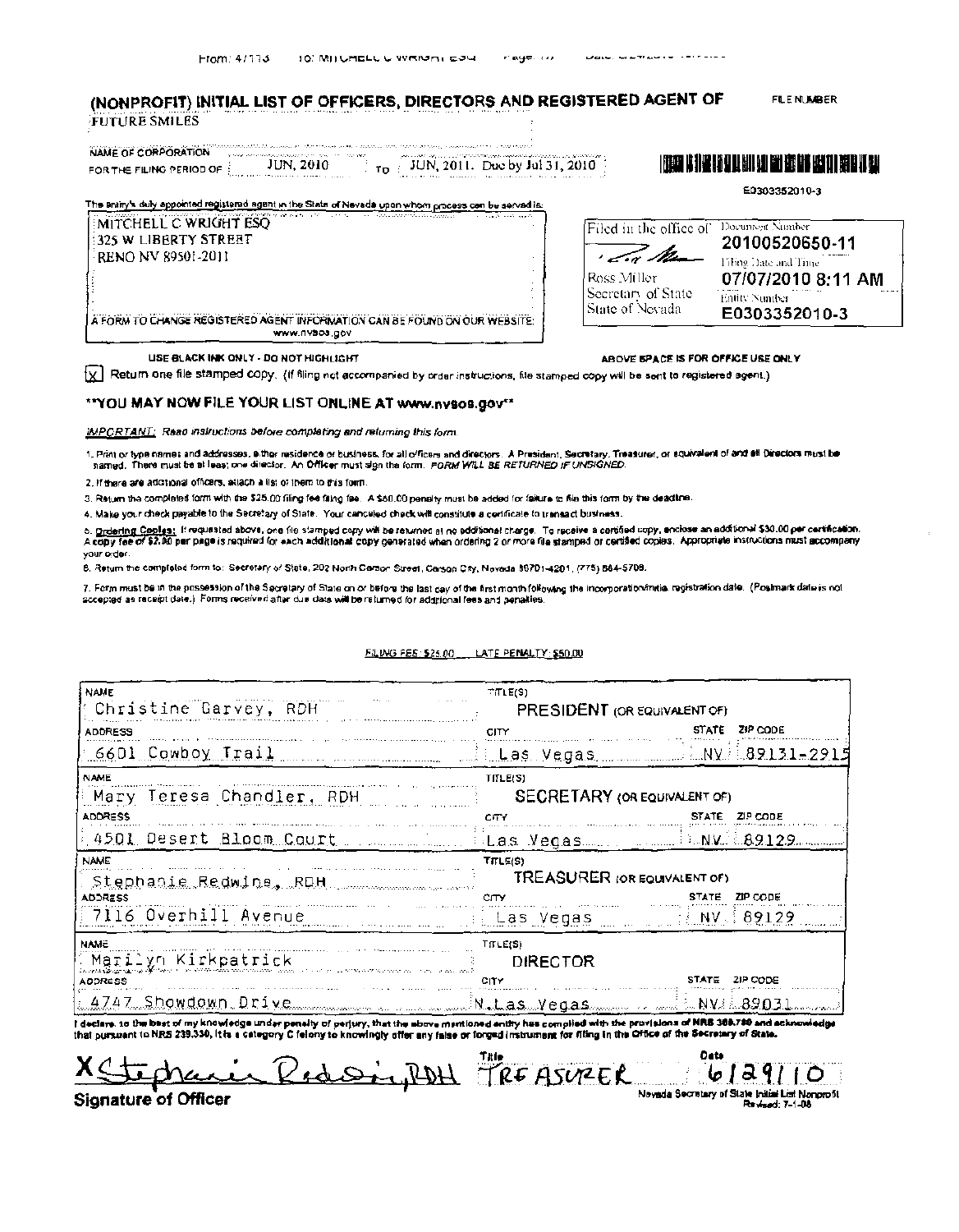# (NONPROFIT) INITIAL LIST OF OFFICERS, DIRECTORS AND REGISTERED AGENT OF

FILE NUMBER

FUTURE SMILES

NAME OF CORPORATION

FOR THE FILING PERIOD OF JUN, 2010 TO JUN, 2011. Due by Jul 31, 2010

E0303352010-3

The entity's duly appointed registered agent in the State of Nevada upon whom process can be served is:

MITCHELL C WRIGHT ESQ
325 W LIBERTY STREET
RENO NV 89501-2011

A FORM TO CHANGE REGISTERED AGENT INFORMATION CAN BE FOUND ON OUR WEBSITE: www.nvsos.gov

Filed in the office of Ross Miller Secretary of State State of Nevada

Document Number 20100520650-11

Filing Date and Time 07/07/2010 8:11 AM

Entity Number E0303352010-3

USE BLACK INK ONLY - DO NOT HIGHLIGHT

ABOVE SPACE IS FOR OFFICE USE ONLY

[X] Return one file stamped copy. (If filing not accompanied by order instructions, file stamped copy will be sent to registered agent.)

**YOU MAY NOW FILE YOUR LIST ONLINE AT www.nvsos.gov**

*IMPORTANT:* Read instructions before completing and returning this form.

1. Print or type names and addresses, either residence or business, for all officers and directors. A President, Secretary, Treasurer, or equivalent of and all Directors must be named. There must be at least one director. An Officer must sign the form. *FORM WILL BE RETURNED IF UNSIGNED.*
2. If there are additional officers, attach a list of them to this form.
3. Return the completed form with the $25.00 filing fee. A $50.00 penalty must be added for failure to file this form by the deadline.
4. Make your check payable to the Secretary of State. Your canceled check will constitute a certificate to transact business.
5. Ordering Copies: If requested above, one file stamped copy will be returned at no additional charge. To receive a certified copy, enclose an additional $30.00 per certification. A copy fee of $2.00 per page is required for each additional copy generated when ordering 2 or more file stamped or certified copies. Appropriate instructions must accompany your order.
6. Return the completed form to: Secretary of State, 202 North Carson Street, Carson City, Nevada 89701-4201, (775) 684-5708.
7. Form must be in the possession of the Secretary of State on or before the last day of the first month following the incorporation/initial registration date. (Postmark date is not accepted as receipt date.) Forms received after due date will be returned for additional fees and penalties.

FILING FEE: $25.00 LATE PENALTY: $50.00

| NAME | TITLE(S) | | |
|---|---|---|---|
| Christine Garvey, RDH | PRESIDENT (OR EQUIVALENT OF) | | |
| ADDRESS | CITY | STATE | ZIP CODE |
| 6601 Cowboy Trail | Las Vegas | NV | 89131-2915 |
| NAME | TITLE(S) | | |
| Mary Teresa Chandler, RDH | SECRETARY (OR EQUIVALENT OF) | | |
| ADDRESS | CITY | STATE | ZIP CODE |
| 4501 Desert Bloom Court | Las Vegas | NV | 89129 |
| NAME | TITLE(S) | | |
| Stephanie Redwine, RDH | TREASURER (OR EQUIVALENT OF) | | |
| ADDRESS | CITY | STATE | ZIP CODE |
| 7116 Overhill Avenue | Las Vegas | NV | 89129 |
| NAME | TITLE(S) | | |
| Marilyn Kirkpatrick | DIRECTOR | | |
| ADDRESS | CITY | STATE | ZIP CODE |
| 4747 Showdown Drive | N.Las Vegas | NV | 89031 |

I declare, to the best of my knowledge under penalty of perjury, that the above mentioned entity has complied with the provisions of NRS 360.780 and acknowledge that pursuant to NRS 239.330, it is a category C felony to knowingly offer any false or forged instrument for filing in the Office of the Secretary of State.

X Stephanie Redwine, RDH — Title: TREASURER — Date: 6/29/10

**Signature of Officer**

Nevada Secretary of State Initial List Nonprofit Revised: 7-1-08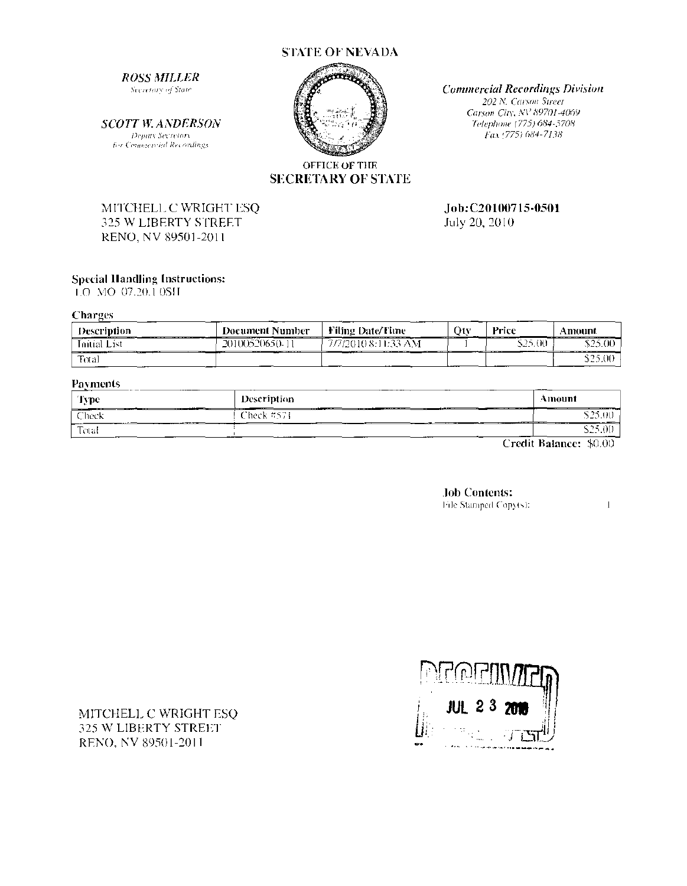STATE OF NEVADA

**_ROSS MILLER_**
_Secretary of State_

**_SCOTT W. ANDERSON_**
_Deputy Secretary for Commercial Recordings_

OFFICE OF THE
**SECRETARY OF STATE**

_**Commercial Recordings Division**_
_202 N. Carson Street_
_Carson City, NV 89701-4069_
_Telephone (775) 684-5708_
_Fax (775) 684-7138_

MITCHELL C WRIGHT ESQ
325 W LIBERTY STREET
RENO, NV 89501-2011

**Job:C20100715-0501**
July 20, 2010

**Special Handling Instructions:**
LO MO 07.20.10SH

**Charges**

| Description | Document Number | Filing Date/Time | Qty | Price | Amount |
|---|---|---|---|---|---|
| Initial List | 20100520650-11 | 7/7/2010 8:11:33 AM | 1 | $25.00 | $25.00 |
| Total | | | | | $25.00 |

**Payments**

| Type | Description | Amount |
|---|---|---|
| Check | Check #571 | $25.00 |
| Total | | $25.00 |

**Credit Balance:** $0.00

**Job Contents:**
File Stamped Copy(s): 1

MITCHELL C WRIGHT ESQ
325 W LIBERTY STREET
RENO, NV 89501-2011

RECEIVED
JUL 23 2010